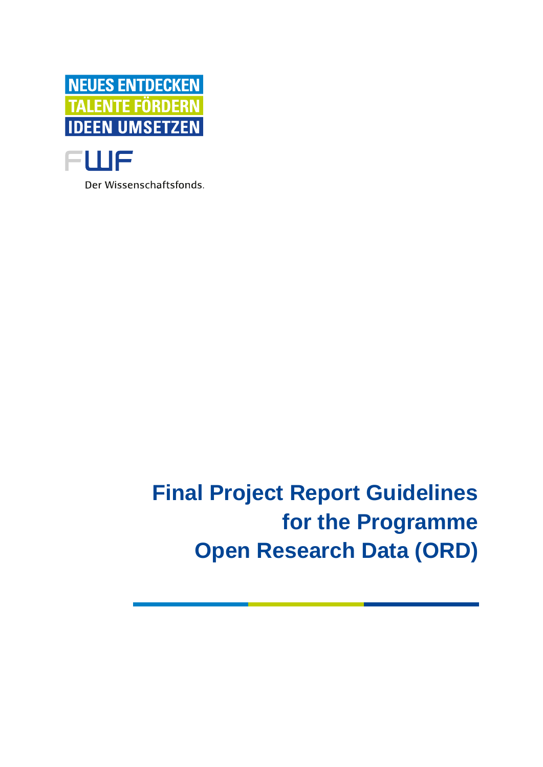NEUES ENTDECKEN
TALENTE FÖRDERN
IDEEN UMSETZEN

FWF

Der Wissenschaftsfonds.

# Final Project Report Guidelines for the Programme Open Research Data (ORD)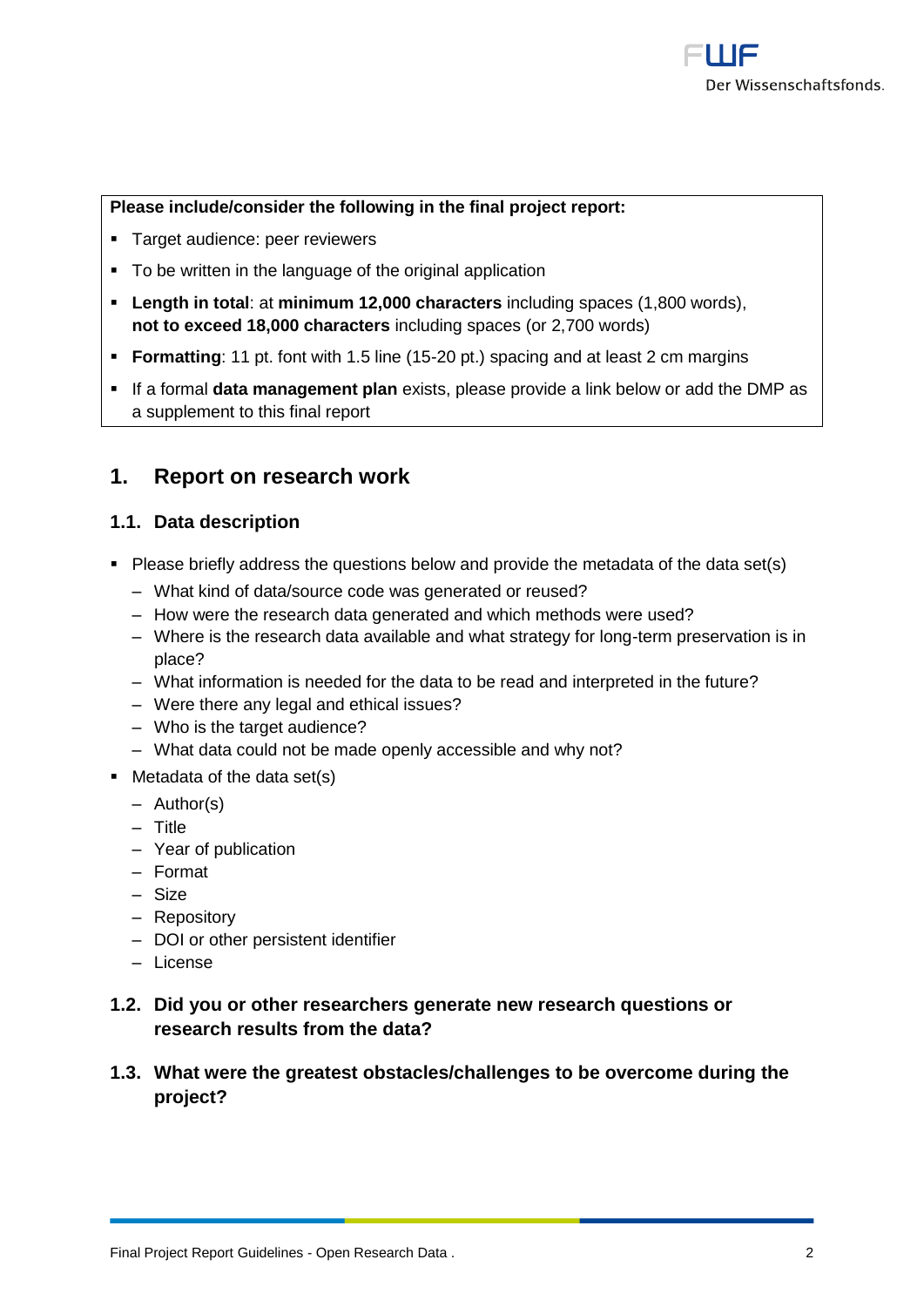**Please include/consider the following in the final project report:**

- Target audience: peer reviewers
- To be written in the language of the original application
- **Length in total**: at **minimum 12,000 characters** including spaces (1,800 words), **not to exceed 18,000 characters** including spaces (or 2,700 words)
- **Formatting**: 11 pt. font with 1.5 line (15-20 pt.) spacing and at least 2 cm margins
- If a formal **data management plan** exists, please provide a link below or add the DMP as a supplement to this final report

## 1. Report on research work

### 1.1. Data description

- Please briefly address the questions below and provide the metadata of the data set(s)
  - What kind of data/source code was generated or reused?
  - How were the research data generated and which methods were used?
  - Where is the research data available and what strategy for long-term preservation is in place?
  - What information is needed for the data to be read and interpreted in the future?
  - Were there any legal and ethical issues?
  - Who is the target audience?
  - What data could not be made openly accessible and why not?
- Metadata of the data set(s)
  - Author(s)
  - Title
  - Year of publication
  - Format
  - Size
  - Repository
  - DOI or other persistent identifier
  - License

### 1.2. Did you or other researchers generate new research questions or research results from the data?

### 1.3. What were the greatest obstacles/challenges to be overcome during the project?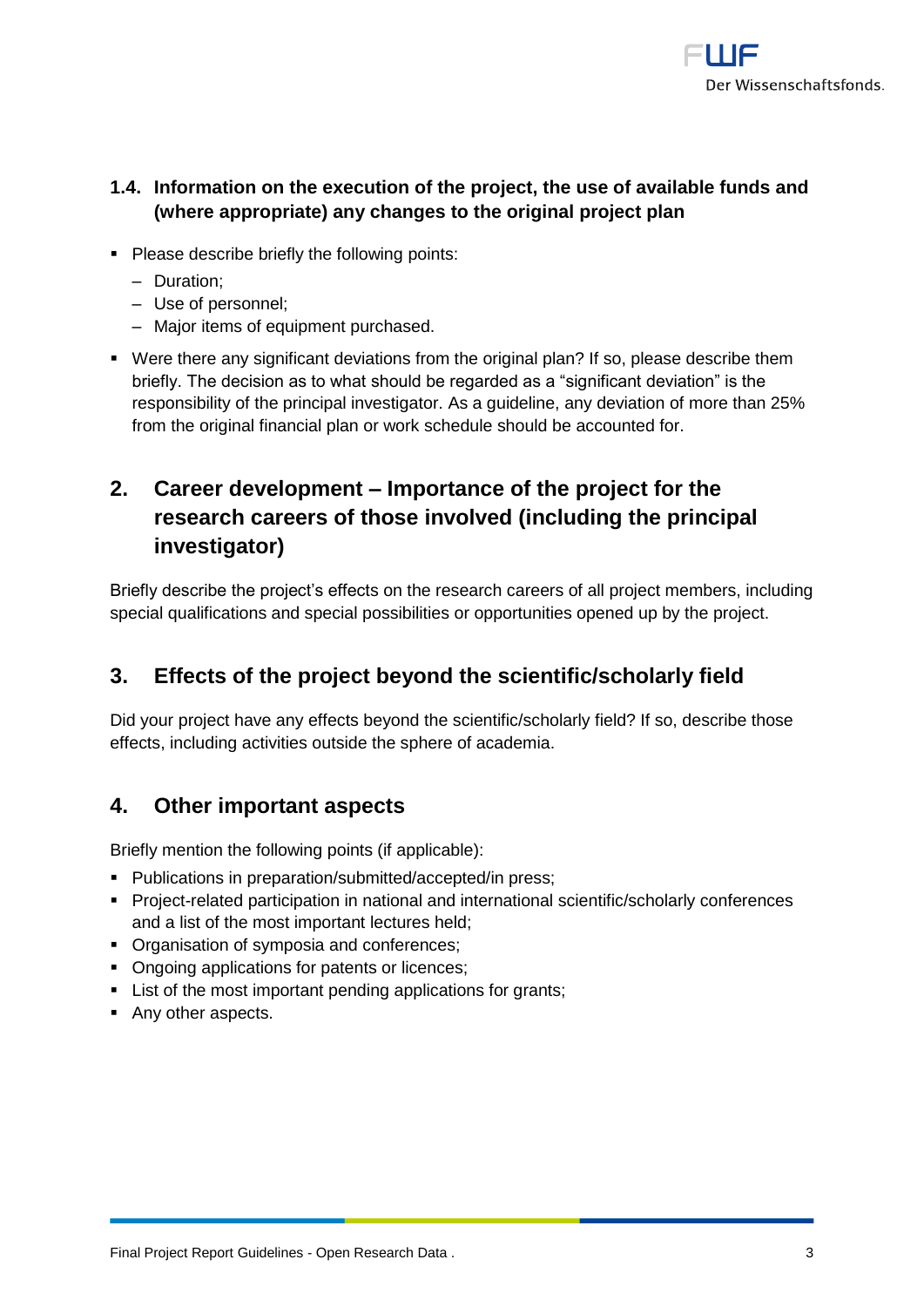### 1.4. Information on the execution of the project, the use of available funds and (where appropriate) any changes to the original project plan

- Please describe briefly the following points:
  - Duration;
  - Use of personnel;
  - Major items of equipment purchased.
- Were there any significant deviations from the original plan? If so, please describe them briefly. The decision as to what should be regarded as a “significant deviation” is the responsibility of the principal investigator. As a guideline, any deviation of more than 25% from the original financial plan or work schedule should be accounted for.

## 2. Career development – Importance of the project for the research careers of those involved (including the principal investigator)

Briefly describe the project’s effects on the research careers of all project members, including special qualifications and special possibilities or opportunities opened up by the project.

## 3. Effects of the project beyond the scientific/scholarly field

Did your project have any effects beyond the scientific/scholarly field? If so, describe those effects, including activities outside the sphere of academia.

## 4. Other important aspects

Briefly mention the following points (if applicable):

- Publications in preparation/submitted/accepted/in press;
- Project-related participation in national and international scientific/scholarly conferences and a list of the most important lectures held;
- Organisation of symposia and conferences;
- Ongoing applications for patents or licences;
- List of the most important pending applications for grants;
- Any other aspects.